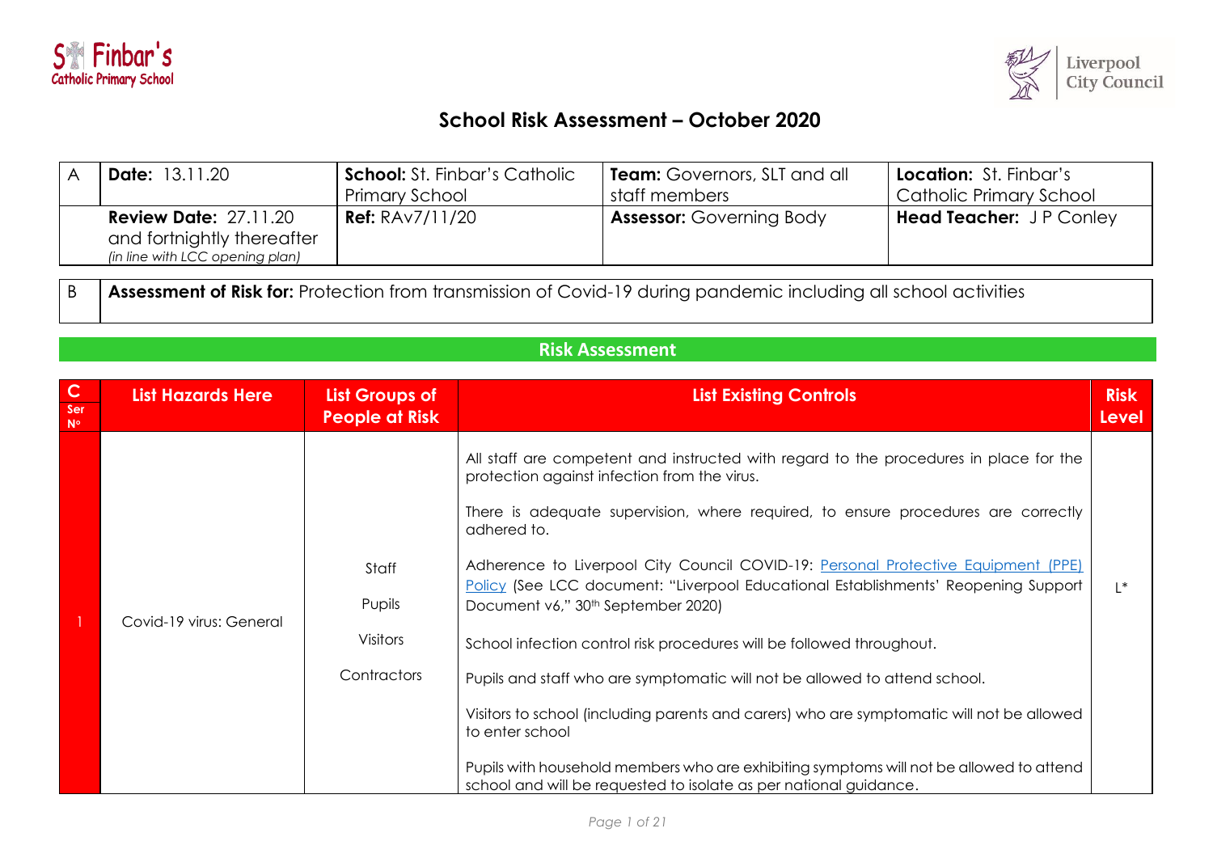St Finbar's Catholic Primary School

Liverpool City Council

# School Risk Assessment – October 2020

| A | **Date:** 13.11.20 | **School:** St. Finbar's Catholic Primary School | **Team:** Governors, SLT and all staff members | **Location:** St. Finbar's Catholic Primary School |
|---|---|---|---|---|
| | **Review Date:** 27.11.20 and fortnightly thereafter *(in line with LCC opening plan)* | **Ref:** RAv7/11/20 | **Assessor:** Governing Body | **Head Teacher:** J P Conley |

| B | **Assessment of Risk for:** Protection from transmission of Covid-19 during pandemic including all school activities |
|---|---|

## Risk Assessment

| C Ser Nº | List Hazards Here | List Groups of People at Risk | List Existing Controls | Risk Level |
|---|---|---|---|---|
| 1 | Covid-19 virus: General | Staff<br><br>Pupils<br><br>Visitors<br><br>Contractors | All staff are competent and instructed with regard to the procedures in place for the protection against infection from the virus.<br><br>There is adequate supervision, where required, to ensure procedures are correctly adhered to.<br><br>Adherence to Liverpool City Council COVID-19: Personal Protective Equipment (PPE) Policy (See LCC document: "Liverpool Educational Establishments' Reopening Support Document v6," 30th September 2020)<br><br>School infection control risk procedures will be followed throughout.<br><br>Pupils and staff who are symptomatic will not be allowed to attend school.<br><br>Visitors to school (including parents and carers) who are symptomatic will not be allowed to enter school<br><br>Pupils with household members who are exhibiting symptoms will not be allowed to attend school and will be requested to isolate as per national guidance. | L* |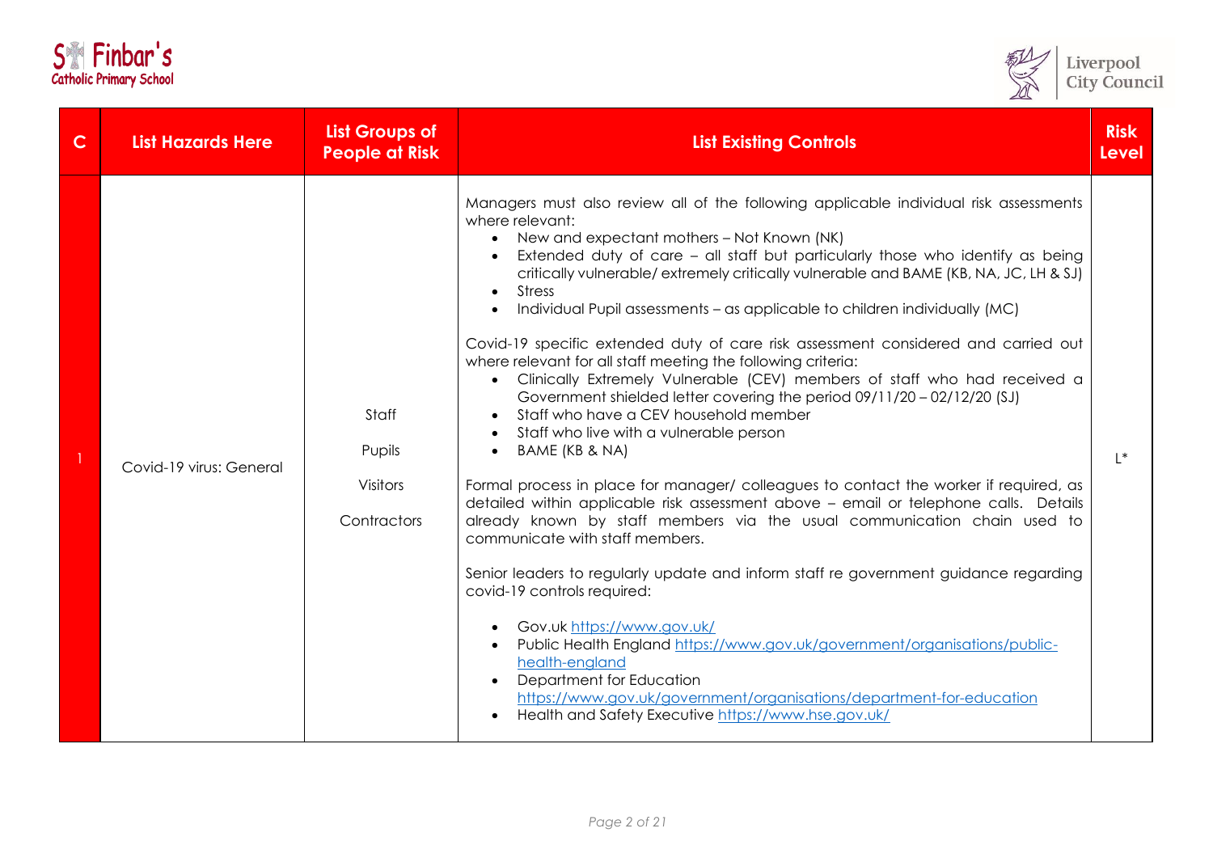| C | List Hazards Here | List Groups of People at Risk | List Existing Controls | Risk Level |
|---|---|---|---|---|
| 1 | Covid-19 virus: General | Staff<br><br>Pupils<br><br>Visitors<br><br>Contractors | Managers must also review all of the following applicable individual risk assessments where relevant:<br>• New and expectant mothers – Not Known (NK)<br>• Extended duty of care – all staff but particularly those who identify as being critically vulnerable/ extremely critically vulnerable and BAME (KB, NA, JC, LH & SJ)<br>• Stress<br>• Individual Pupil assessments – as applicable to children individually (MC)<br><br>Covid-19 specific extended duty of care risk assessment considered and carried out where relevant for all staff meeting the following criteria:<br>• Clinically Extremely Vulnerable (CEV) members of staff who had received a Government shielded letter covering the period 09/11/20 – 02/12/20 (SJ)<br>• Staff who have a CEV household member<br>• Staff who live with a vulnerable person<br>• BAME (KB & NA)<br><br>Formal process in place for manager/ colleagues to contact the worker if required, as detailed within applicable risk assessment above – email or telephone calls. Details already known by staff members via the usual communication chain used to communicate with staff members.<br><br>Senior leaders to regularly update and inform staff re government guidance regarding covid-19 controls required:<br><br>• Gov.uk https://www.gov.uk/<br>• Public Health England https://www.gov.uk/government/organisations/public-health-england<br>• Department for Education https://www.gov.uk/government/organisations/department-for-education<br>• Health and Safety Executive https://www.hse.gov.uk/ | L* |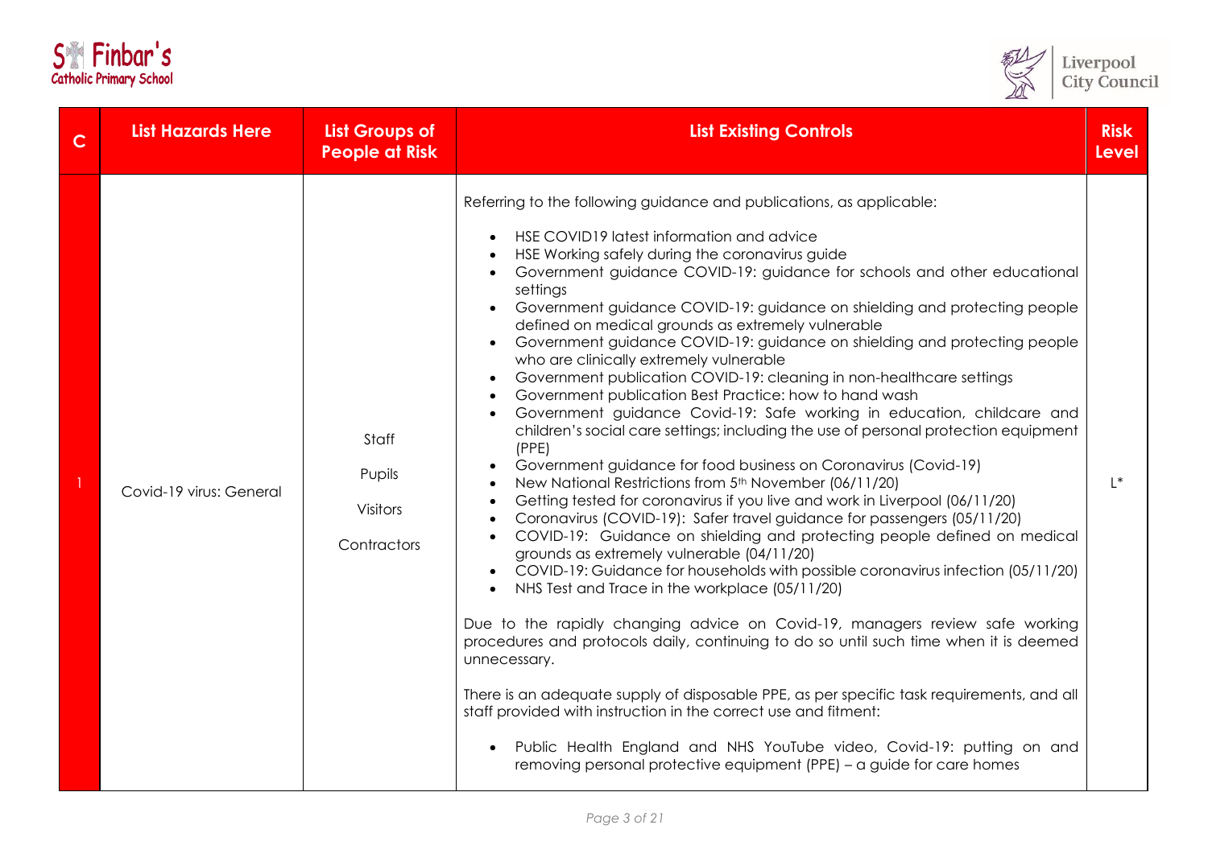| C | List Hazards Here | List Groups of People at Risk | List Existing Controls | Risk Level |
|---|---|---|---|---|
| 1 | Covid-19 virus: General | Staff<br><br>Pupils<br><br>Visitors<br><br>Contractors | Referring to the following guidance and publications, as applicable:<br><br>• HSE COVID19 latest information and advice<br>• HSE Working safely during the coronavirus guide<br>• Government guidance COVID-19: guidance for schools and other educational settings<br>• Government guidance COVID-19: guidance on shielding and protecting people defined on medical grounds as extremely vulnerable<br>• Government guidance COVID-19: guidance on shielding and protecting people who are clinically extremely vulnerable<br>• Government publication COVID-19: cleaning in non-healthcare settings<br>• Government publication Best Practice: how to hand wash<br>• Government guidance Covid-19: Safe working in education, childcare and children's social care settings; including the use of personal protection equipment (PPE)<br>• Government guidance for food business on Coronavirus (Covid-19)<br>• New National Restrictions from 5th November (06/11/20)<br>• Getting tested for coronavirus if you live and work in Liverpool (06/11/20)<br>• Coronavirus (COVID-19): Safer travel guidance for passengers (05/11/20)<br>• COVID-19: Guidance on shielding and protecting people defined on medical grounds as extremely vulnerable (04/11/20)<br>• COVID-19: Guidance for households with possible coronavirus infection (05/11/20)<br>• NHS Test and Trace in the workplace (05/11/20)<br><br>Due to the rapidly changing advice on Covid-19, managers review safe working procedures and protocols daily, continuing to do so until such time when it is deemed unnecessary.<br><br>There is an adequate supply of disposable PPE, as per specific task requirements, and all staff provided with instruction in the correct use and fitment:<br><br>• Public Health England and NHS YouTube video, Covid-19: putting on and removing personal protective equipment (PPE) – a guide for care homes | L* |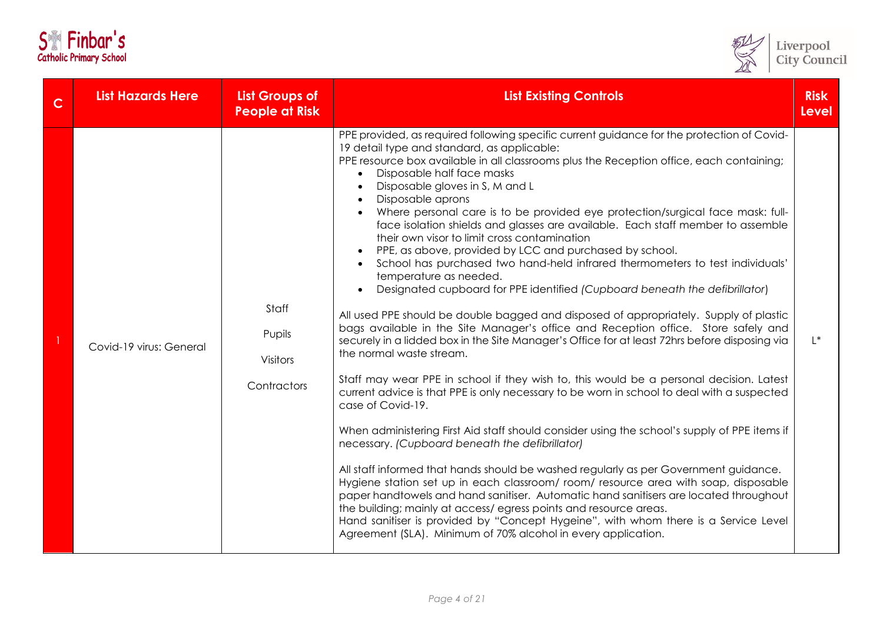| C | List Hazards Here | List Groups of People at Risk | List Existing Controls | Risk Level |
|---|---|---|---|---|
| 1 | Covid-19 virus: General | Staff<br><br>Pupils<br><br>Visitors<br><br>Contractors | PPE provided, as required following specific current guidance for the protection of Covid-19 detail type and standard, as applicable:<br>PPE resource box available in all classrooms plus the Reception office, each containing;<br>• Disposable half face masks<br>• Disposable gloves in S, M and L<br>• Disposable aprons<br>• Where personal care is to be provided eye protection/surgical face mask: full-face isolation shields and glasses are available. Each staff member to assemble their own visor to limit cross contamination<br>• PPE, as above, provided by LCC and purchased by school.<br>• School has purchased two hand-held infrared thermometers to test individuals' temperature as needed.<br>• Designated cupboard for PPE identified *(Cupboard beneath the defibrillator)*<br><br>All used PPE should be double bagged and disposed of appropriately. Supply of plastic bags available in the Site Manager's office and Reception office. Store safely and securely in a lidded box in the Site Manager's Office for at least 72hrs before disposing via the normal waste stream.<br><br>Staff may wear PPE in school if they wish to, this would be a personal decision. Latest current advice is that PPE is only necessary to be worn in school to deal with a suspected case of Covid-19.<br><br>When administering First Aid staff should consider using the school's supply of PPE items if necessary. *(Cupboard beneath the defibrillator)*<br><br>All staff informed that hands should be washed regularly as per Government guidance.<br>Hygiene station set up in each classroom/ room/ resource area with soap, disposable paper handtowels and hand sanitiser. Automatic hand sanitisers are located throughout the building; mainly at access/ egress points and resource areas.<br>Hand sanitiser is provided by "Concept Hygeine", with whom there is a Service Level Agreement (SLA). Minimum of 70% alcohol in every application. | L* |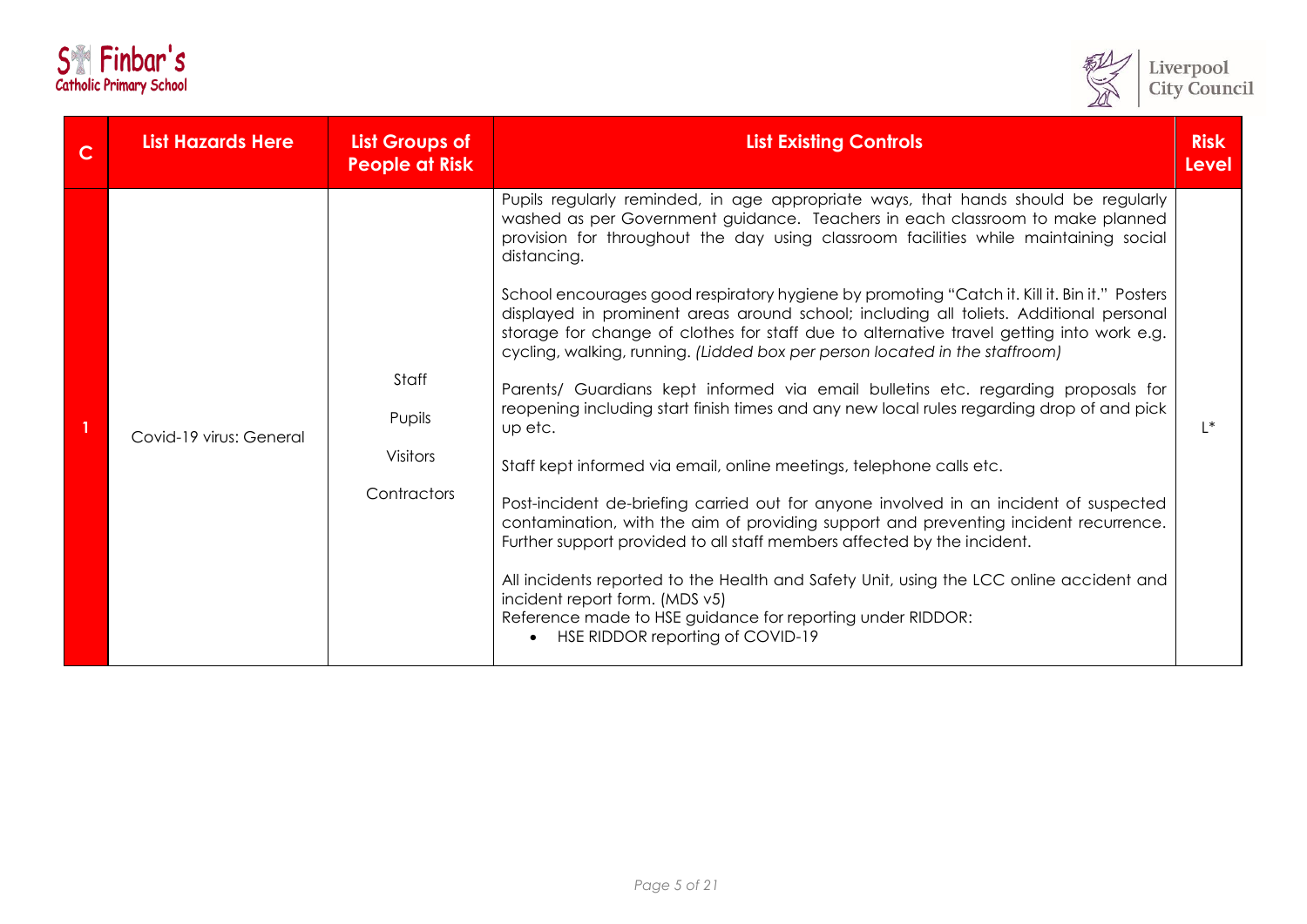| C | List Hazards Here | List Groups of People at Risk | List Existing Controls | Risk Level |
|---|---|---|---|---|
| 1 | Covid-19 virus: General | Staff<br><br>Pupils<br><br>Visitors<br><br>Contractors | Pupils regularly reminded, in age appropriate ways, that hands should be regularly washed as per Government guidance. Teachers in each classroom to make planned provision for throughout the day using classroom facilities while maintaining social distancing.<br><br>School encourages good respiratory hygiene by promoting "Catch it. Kill it. Bin it." Posters displayed in prominent areas around school; including all toliets. Additional personal storage for change of clothes for staff due to alternative travel getting into work e.g. cycling, walking, running. *(Lidded box per person located in the staffroom)*<br><br>Parents/ Guardians kept informed via email bulletins etc. regarding proposals for reopening including start finish times and any new local rules regarding drop of and pick up etc.<br><br>Staff kept informed via email, online meetings, telephone calls etc.<br><br>Post-incident de-briefing carried out for anyone involved in an incident of suspected contamination, with the aim of providing support and preventing incident recurrence. Further support provided to all staff members affected by the incident.<br><br>All incidents reported to the Health and Safety Unit, using the LCC online accident and incident report form. (MDS v5)<br>Reference made to HSE guidance for reporting under RIDDOR:<br>• HSE RIDDOR reporting of COVID-19 | L* |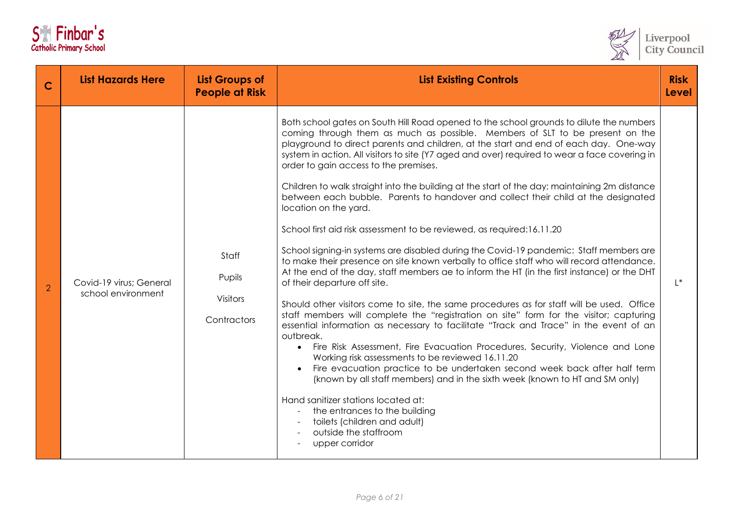| C | List Hazards Here | List Groups of People at Risk | List Existing Controls | Risk Level |
|---|---|---|---|---|
| 2 | Covid-19 virus; General school environment | Staff<br><br>Pupils<br><br>Visitors<br><br>Contractors | Both school gates on South Hill Road opened to the school grounds to dilute the numbers coming through them as much as possible. Members of SLT to be present on the playground to direct parents and children, at the start and end of each day. One-way system in action. All visitors to site (Y7 aged and over) required to wear a face covering in order to gain access to the premises.<br><br>Children to walk straight into the building at the start of the day; maintaining 2m distance between each bubble. Parents to handover and collect their child at the designated location on the yard.<br><br>School first aid risk assessment to be reviewed, as required:16.11.20<br><br>School signing-in systems are disabled during the Covid-19 pandemic: Staff members are to make their presence on site known verbally to office staff who will record attendance. At the end of the day, staff members ae to inform the HT (in the first instance) or the DHT of their departure off site.<br><br>Should other visitors come to site, the same procedures as for staff will be used. Office staff members will complete the "registration on site" form for the visitor; capturing essential information as necessary to facilitate "Track and Trace" in the event of an outbreak.<br>• Fire Risk Assessment, Fire Evacuation Procedures, Security, Violence and Lone Working risk assessments to be reviewed 16.11.20<br>• Fire evacuation practice to be undertaken second week back after half term (known by all staff members) and in the sixth week (known to HT and SM only)<br><br>Hand sanitizer stations located at:<br>- the entrances to the building<br>- toilets (children and adult)<br>- outside the staffroom<br>- upper corridor | L* |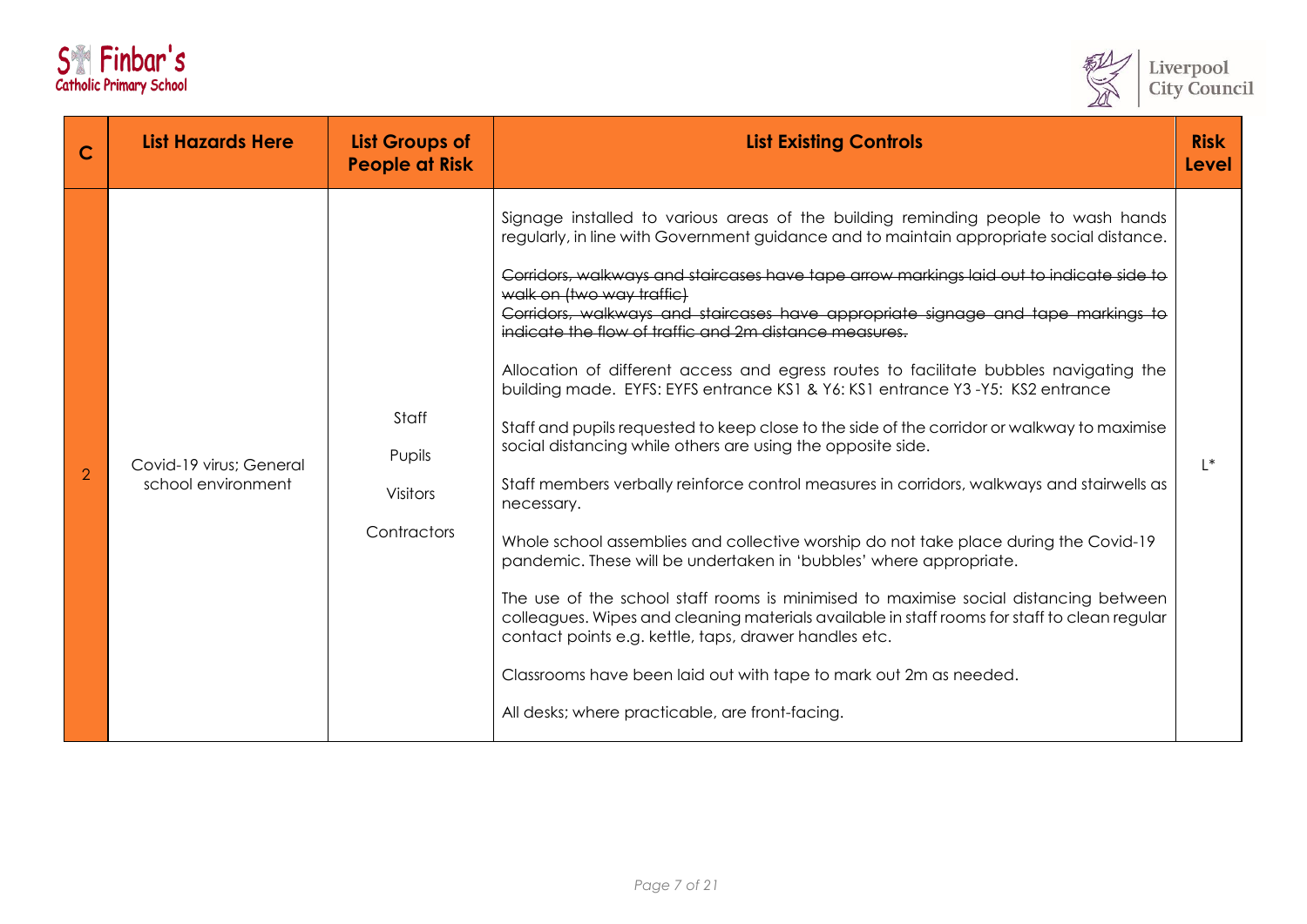| C | List Hazards Here | List Groups of People at Risk | List Existing Controls | Risk Level |
|---|---|---|---|---|
| 2 | Covid-19 virus; General school environment | Staff<br><br>Pupils<br><br>Visitors<br><br>Contractors | Signage installed to various areas of the building reminding people to wash hands regularly, in line with Government guidance and to maintain appropriate social distance.<br><br>~~Corridors, walkways and staircases have tape arrow markings laid out to indicate side to walk on (two way traffic)~~<br>~~Corridors, walkways and staircases have appropriate signage and tape markings to indicate the flow of traffic and 2m distance measures.~~<br><br>Allocation of different access and egress routes to facilitate bubbles navigating the building made. EYFS: EYFS entrance KS1 & Y6: KS1 entrance Y3 -Y5: KS2 entrance<br><br>Staff and pupils requested to keep close to the side of the corridor or walkway to maximise social distancing while others are using the opposite side.<br><br>Staff members verbally reinforce control measures in corridors, walkways and stairwells as necessary.<br><br>Whole school assemblies and collective worship do not take place during the Covid-19 pandemic. These will be undertaken in 'bubbles' where appropriate.<br><br>The use of the school staff rooms is minimised to maximise social distancing between colleagues. Wipes and cleaning materials available in staff rooms for staff to clean regular contact points e.g. kettle, taps, drawer handles etc.<br><br>Classrooms have been laid out with tape to mark out 2m as needed.<br><br>All desks; where practicable, are front-facing. | L* |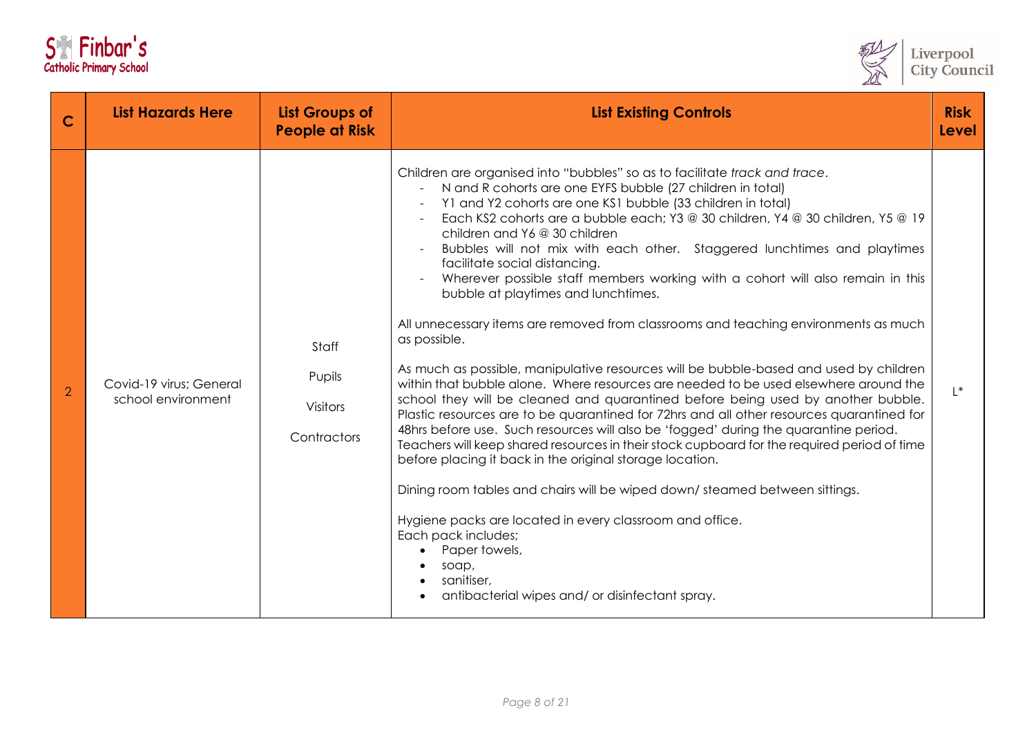| C | List Hazards Here | List Groups of People at Risk | List Existing Controls | Risk Level |
|---|---|---|---|---|
| 2 | Covid-19 virus; General school environment | Staff<br><br>Pupils<br><br>Visitors<br><br>Contractors | Children are organised into "bubbles" so as to facilitate *track and trace*.<br>- N and R cohorts are one EYFS bubble (27 children in total)<br>- Y1 and Y2 cohorts are one KS1 bubble (33 children in total)<br>- Each KS2 cohorts are a bubble each; Y3 @ 30 children, Y4 @ 30 children, Y5 @ 19 children and Y6 @ 30 children<br>- Bubbles will not mix with each other. Staggered lunchtimes and playtimes facilitate social distancing.<br>- Wherever possible staff members working with a cohort will also remain in this bubble at playtimes and lunchtimes.<br><br>All unnecessary items are removed from classrooms and teaching environments as much as possible.<br><br>As much as possible, manipulative resources will be bubble-based and used by children within that bubble alone. Where resources are needed to be used elsewhere around the school they will be cleaned and quarantined before being used by another bubble. Plastic resources are to be quarantined for 72hrs and all other resources quarantined for 48hrs before use. Such resources will also be 'fogged' during the quarantine period. Teachers will keep shared resources in their stock cupboard for the required period of time before placing it back in the original storage location.<br><br>Dining room tables and chairs will be wiped down/ steamed between sittings.<br><br>Hygiene packs are located in every classroom and office.<br>Each pack includes;<br>• Paper towels,<br>• soap,<br>• sanitiser,<br>• antibacterial wipes and/ or disinfectant spray. | L* |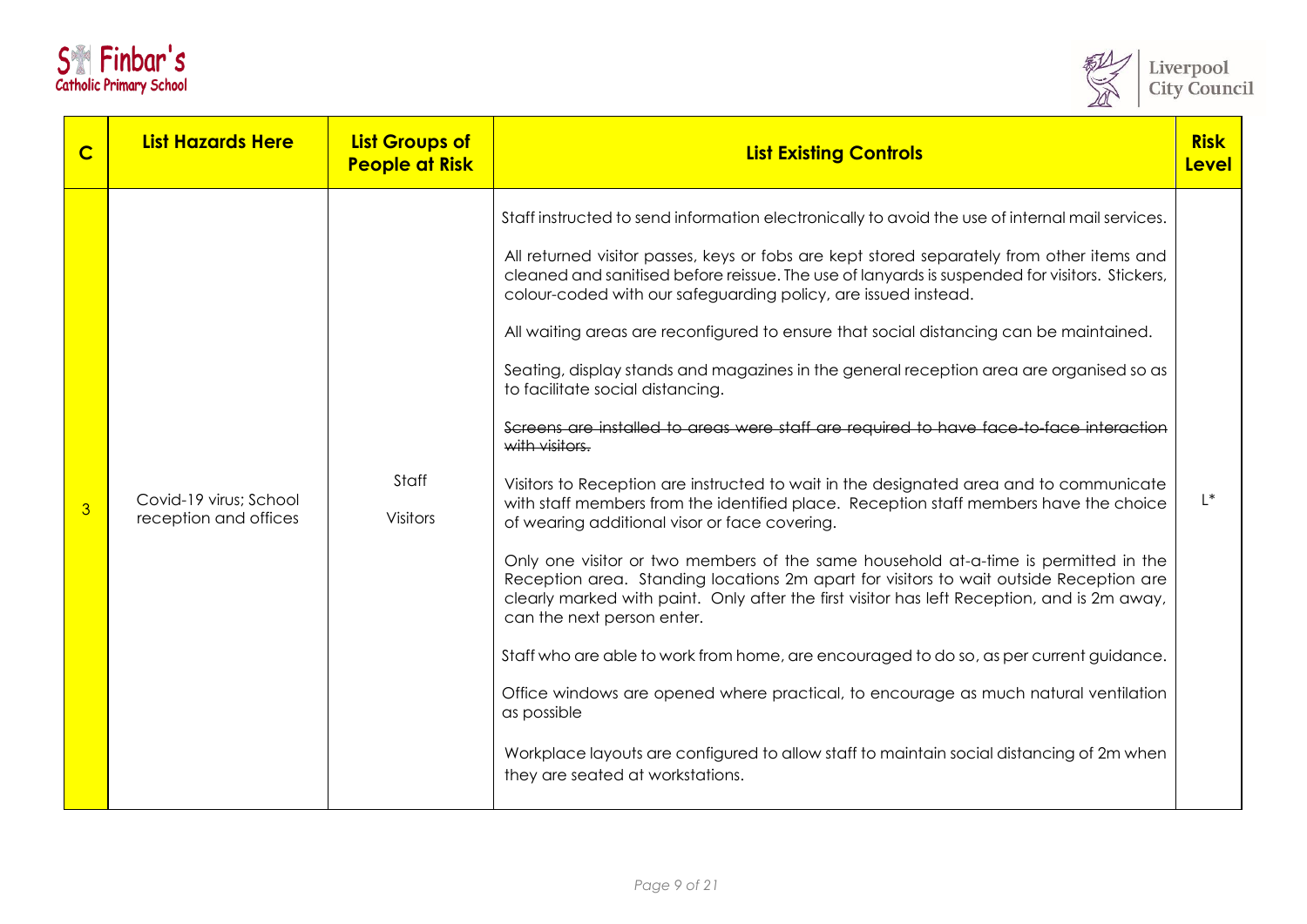| C | List Hazards Here | List Groups of People at Risk | List Existing Controls | Risk Level |
|---|---|---|---|---|
| 3 | Covid-19 virus; School reception and offices | Staff<br><br>Visitors | Staff instructed to send information electronically to avoid the use of internal mail services.<br><br>All returned visitor passes, keys or fobs are kept stored separately from other items and cleaned and sanitised before reissue. The use of lanyards is suspended for visitors. Stickers, colour-coded with our safeguarding policy, are issued instead.<br><br>All waiting areas are reconfigured to ensure that social distancing can be maintained.<br><br>Seating, display stands and magazines in the general reception area are organised so as to facilitate social distancing.<br><br>~~Screens are installed to areas were staff are required to have face-to-face interaction with visitors.~~<br><br>Visitors to Reception are instructed to wait in the designated area and to communicate with staff members from the identified place. Reception staff members have the choice of wearing additional visor or face covering.<br><br>Only one visitor or two members of the same household at-a-time is permitted in the Reception area. Standing locations 2m apart for visitors to wait outside Reception are clearly marked with paint. Only after the first visitor has left Reception, and is 2m away, can the next person enter.<br><br>Staff who are able to work from home, are encouraged to do so, as per current guidance.<br><br>Office windows are opened where practical, to encourage as much natural ventilation as possible<br><br>Workplace layouts are configured to allow staff to maintain social distancing of 2m when they are seated at workstations. | L* |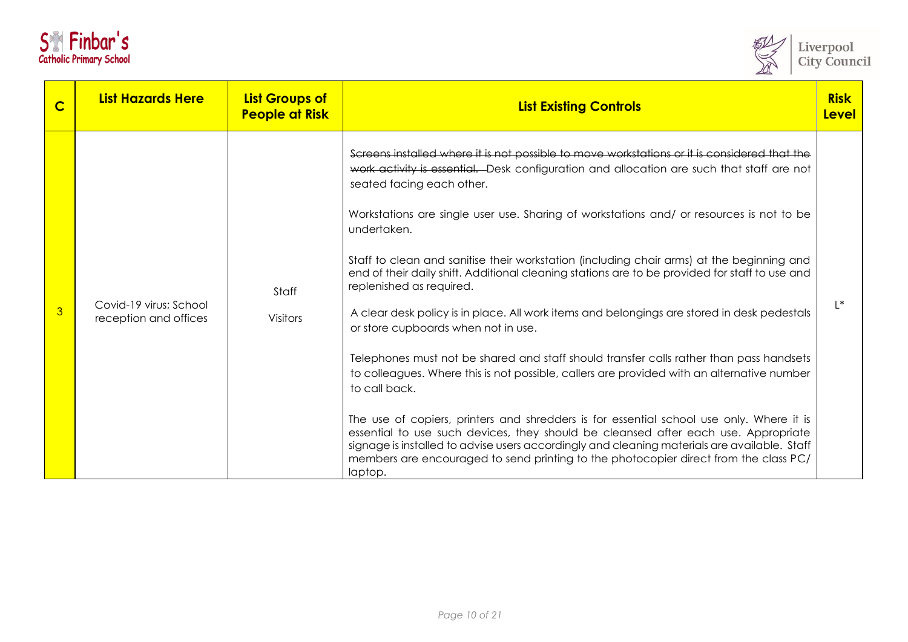| C | List Hazards Here | List Groups of People at Risk | List Existing Controls | Risk Level |
|---|---|---|---|---|
| 3 | Covid-19 virus; School reception and offices | Staff<br><br>Visitors | ~~Screens installed where it is not possible to move workstations or it is considered that the work activity is essential.~~ Desk configuration and allocation are such that staff are not seated facing each other.<br><br>Workstations are single user use. Sharing of workstations and/ or resources is not to be undertaken.<br><br>Staff to clean and sanitise their workstation (including chair arms) at the beginning and end of their daily shift. Additional cleaning stations are to be provided for staff to use and replenished as required.<br><br>A clear desk policy is in place. All work items and belongings are stored in desk pedestals or store cupboards when not in use.<br><br>Telephones must not be shared and staff should transfer calls rather than pass handsets to colleagues. Where this is not possible, callers are provided with an alternative number to call back.<br><br>The use of copiers, printers and shredders is for essential school use only. Where it is essential to use such devices, they should be cleansed after each use. Appropriate signage is installed to advise users accordingly and cleaning materials are available. Staff members are encouraged to send printing to the photocopier direct from the class PC/ laptop. | L* |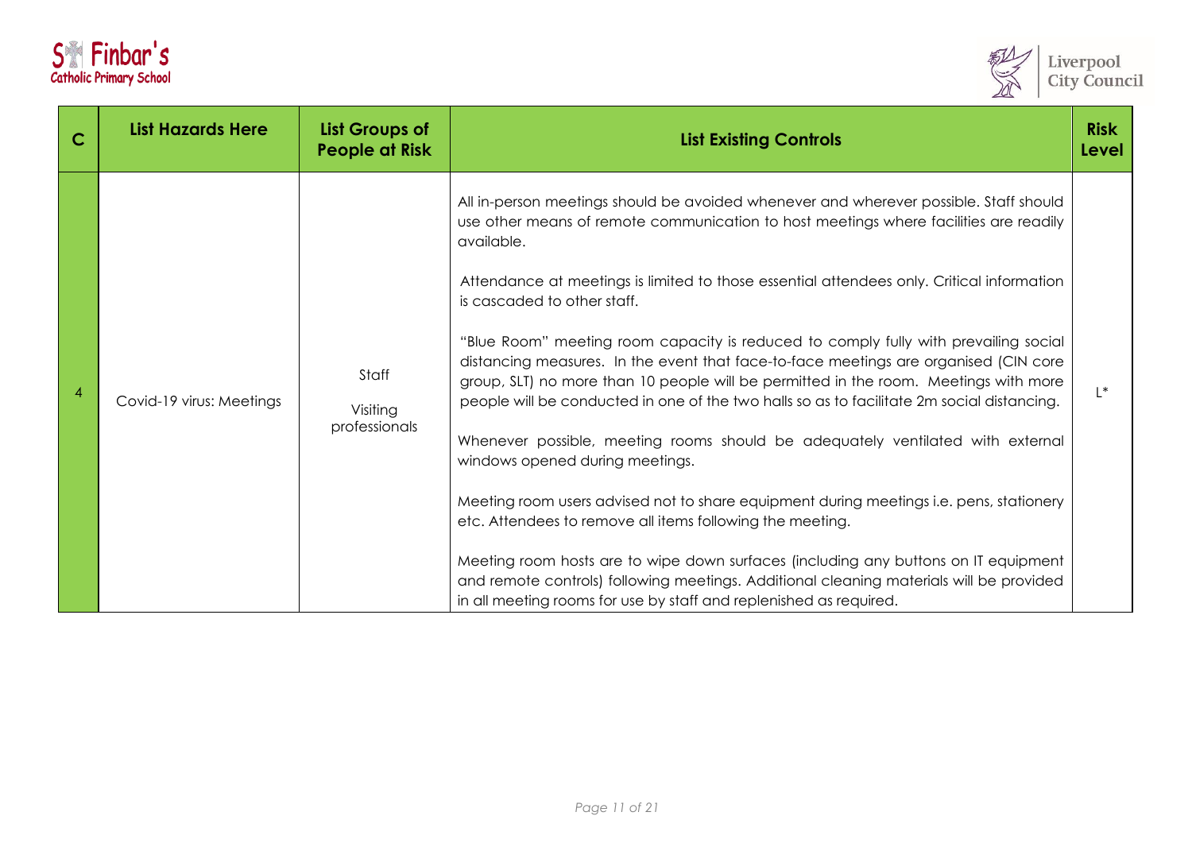| C | List Hazards Here | List Groups of People at Risk | List Existing Controls | Risk Level |
|---|---|---|---|---|
| 4 | Covid-19 virus: Meetings | Staff<br><br>Visiting professionals | All in-person meetings should be avoided whenever and wherever possible. Staff should use other means of remote communication to host meetings where facilities are readily available.<br><br>Attendance at meetings is limited to those essential attendees only. Critical information is cascaded to other staff.<br><br>"Blue Room" meeting room capacity is reduced to comply fully with prevailing social distancing measures. In the event that face-to-face meetings are organised (CIN core group, SLT) no more than 10 people will be permitted in the room. Meetings with more people will be conducted in one of the two halls so as to facilitate 2m social distancing.<br><br>Whenever possible, meeting rooms should be adequately ventilated with external windows opened during meetings.<br><br>Meeting room users advised not to share equipment during meetings i.e. pens, stationery etc. Attendees to remove all items following the meeting.<br><br>Meeting room hosts are to wipe down surfaces (including any buttons on IT equipment and remote controls) following meetings. Additional cleaning materials will be provided in all meeting rooms for use by staff and replenished as required. | L* |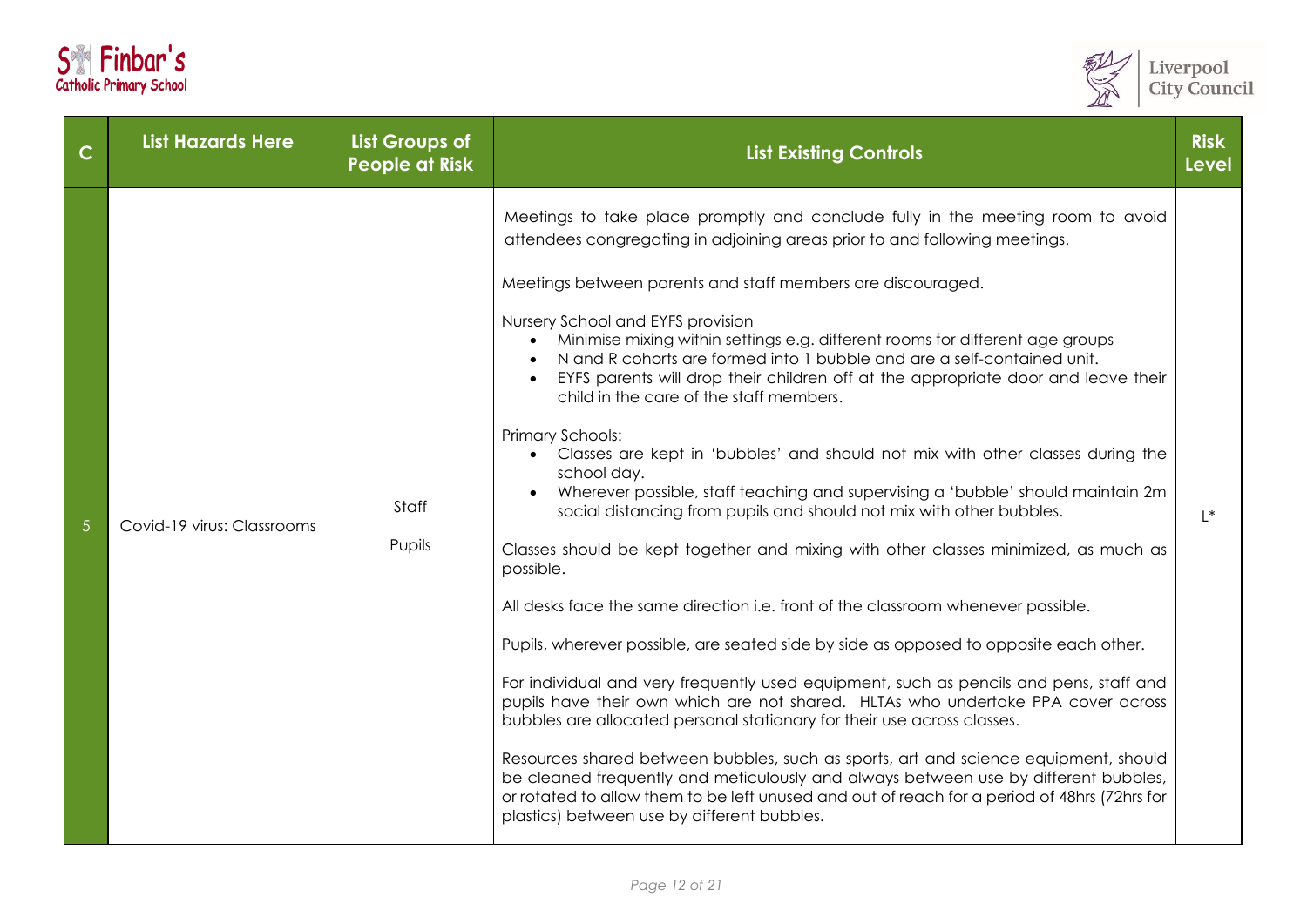| C | List Hazards Here | List Groups of People at Risk | List Existing Controls | Risk Level |
|---|---|---|---|---|
| 5 | Covid-19 virus: Classrooms | Staff<br><br>Pupils | Meetings to take place promptly and conclude fully in the meeting room to avoid attendees congregating in adjoining areas prior to and following meetings.<br><br>Meetings between parents and staff members are discouraged.<br><br>Nursery School and EYFS provision<br>• Minimise mixing within settings e.g. different rooms for different age groups<br>• N and R cohorts are formed into 1 bubble and are a self-contained unit.<br>• EYFS parents will drop their children off at the appropriate door and leave their child in the care of the staff members.<br><br>Primary Schools:<br>• Classes are kept in 'bubbles' and should not mix with other classes during the school day.<br>• Wherever possible, staff teaching and supervising a 'bubble' should maintain 2m social distancing from pupils and should not mix with other bubbles.<br><br>Classes should be kept together and mixing with other classes minimized, as much as possible.<br><br>All desks face the same direction i.e. front of the classroom whenever possible.<br><br>Pupils, wherever possible, are seated side by side as opposed to opposite each other.<br><br>For individual and very frequently used equipment, such as pencils and pens, staff and pupils have their own which are not shared. HLTAs who undertake PPA cover across bubbles are allocated personal stationary for their use across classes.<br><br>Resources shared between bubbles, such as sports, art and science equipment, should be cleaned frequently and meticulously and always between use by different bubbles, or rotated to allow them to be left unused and out of reach for a period of 48hrs (72hrs for plastics) between use by different bubbles. | L* |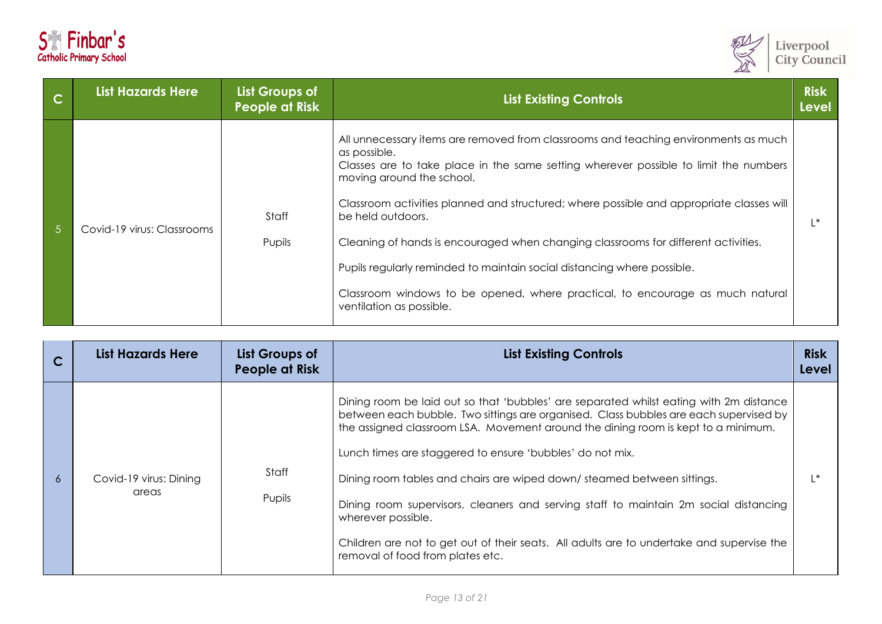| C | List Hazards Here | List Groups of People at Risk | List Existing Controls | Risk Level |
|---|---|---|---|---|
| 5 | Covid-19 virus: Classrooms | Staff<br><br>Pupils | All unnecessary items are removed from classrooms and teaching environments as much as possible.<br>Classes are to take place in the same setting wherever possible to limit the numbers moving around the school.<br><br>Classroom activities planned and structured; where possible and appropriate classes will be held outdoors.<br><br>Cleaning of hands is encouraged when changing classrooms for different activities.<br><br>Pupils regularly reminded to maintain social distancing where possible.<br><br>Classroom windows to be opened, where practical, to encourage as much natural ventilation as possible. | L* |

| C | List Hazards Here | List Groups of People at Risk | List Existing Controls | Risk Level |
|---|---|---|---|---|
| 6 | Covid-19 virus: Dining areas | Staff<br><br>Pupils | Dining room be laid out so that 'bubbles' are separated whilst eating with 2m distance between each bubble. Two sittings are organised. Class bubbles are each supervised by the assigned classroom LSA. Movement around the dining room is kept to a minimum.<br><br>Lunch times are staggered to ensure 'bubbles' do not mix.<br><br>Dining room tables and chairs are wiped down/ steamed between sittings.<br><br>Dining room supervisors, cleaners and serving staff to maintain 2m social distancing wherever possible.<br><br>Children are not to get out of their seats. All adults are to undertake and supervise the removal of food from plates etc. | L* |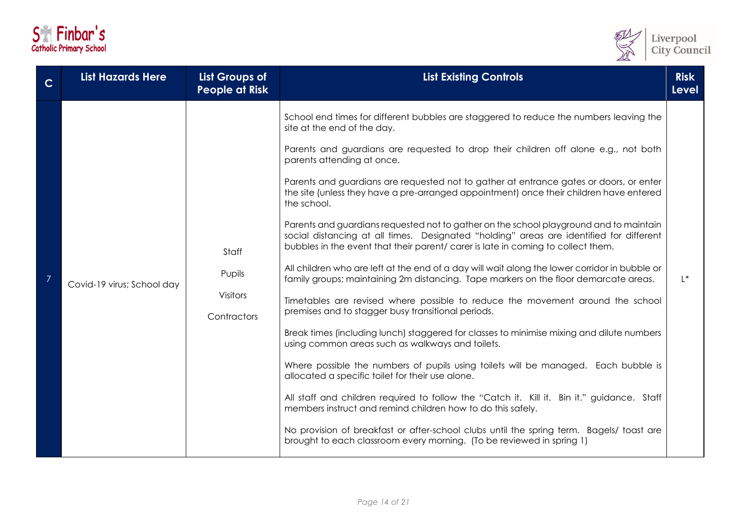| C | List Hazards Here | List Groups of People at Risk | List Existing Controls | Risk Level |
|---|---|---|---|---|
| 7 | Covid-19 virus; School day | Staff<br>Pupils<br>Visitors<br>Contractors | School end times for different bubbles are staggered to reduce the numbers leaving the site at the end of the day.<br><br>Parents and guardians are requested to drop their children off alone e.g., not both parents attending at once.<br><br>Parents and guardians are requested not to gather at entrance gates or doors, or enter the site (unless they have a pre-arranged appointment) once their children have entered the school.<br><br>Parents and guardians requested not to gather on the school playground and to maintain social distancing at all times. Designated "holding" areas are identified for different bubbles in the event that their parent/ carer is late in coming to collect them.<br><br>All children who are left at the end of a day will wait along the lower corridor in bubble or family groups; maintaining 2m distancing. Tape markers on the floor demarcate areas.<br><br>Timetables are revised where possible to reduce the movement around the school premises and to stagger busy transitional periods.<br><br>Break times (including lunch) staggered for classes to minimise mixing and dilute numbers using common areas such as walkways and toilets.<br><br>Where possible the numbers of pupils using toilets will be managed. Each bubble is allocated a specific toilet for their use alone.<br><br>All staff and children required to follow the "Catch it. Kill it. Bin it." guidance. Staff members instruct and remind children how to do this safely.<br><br>No provision of breakfast or after-school clubs until the spring term. Bagels/ toast are brought to each classroom every morning. (To be reviewed in spring 1) | L* |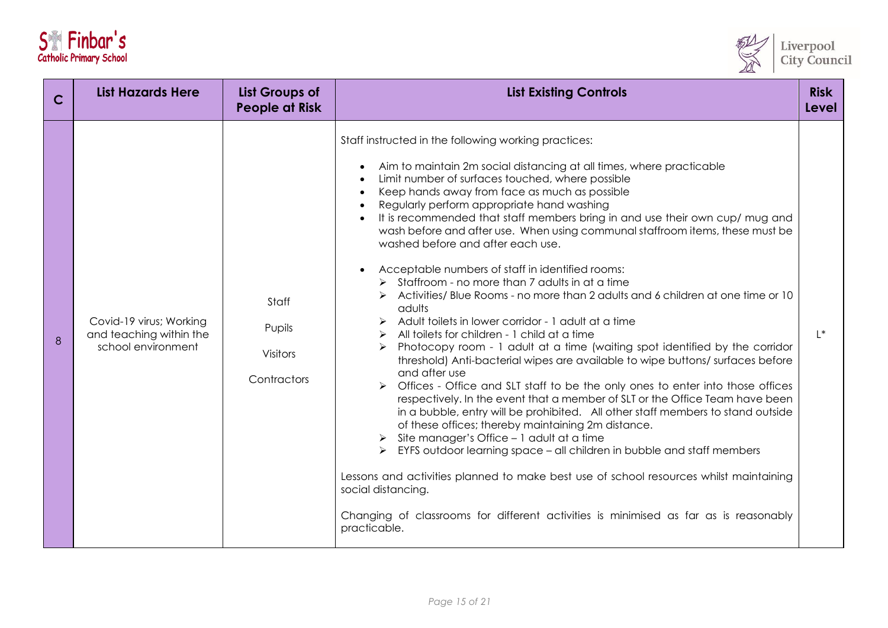| C | List Hazards Here | List Groups of People at Risk | List Existing Controls | Risk Level |
|---|---|---|---|---|
| 8 | Covid-19 virus; Working and teaching within the school environment | Staff<br><br>Pupils<br><br>Visitors<br><br>Contractors | Staff instructed in the following working practices:<br><br>• Aim to maintain 2m social distancing at all times, where practicable<br>• Limit number of surfaces touched, where possible<br>• Keep hands away from face as much as possible<br>• Regularly perform appropriate hand washing<br>• It is recommended that staff members bring in and use their own cup/ mug and wash before and after use. When using communal staffroom items, these must be washed before and after each use.<br><br>• Acceptable numbers of staff in identified rooms:<br>➢ Staffroom - no more than 7 adults in at a time<br>➢ Activities/ Blue Rooms - no more than 2 adults and 6 children at one time or 10 adults<br>➢ Adult toilets in lower corridor - 1 adult at a time<br>➢ All toilets for children - 1 child at a time<br>➢ Photocopy room - 1 adult at a time (waiting spot identified by the corridor threshold) Anti-bacterial wipes are available to wipe buttons/ surfaces before and after use<br>➢ Offices - Office and SLT staff to be the only ones to enter into those offices respectively. In the event that a member of SLT or the Office Team have been in a bubble, entry will be prohibited. All other staff members to stand outside of these offices; thereby maintaining 2m distance.<br>➢ Site manager's Office – 1 adult at a time<br>➢ EYFS outdoor learning space – all children in bubble and staff members<br><br>Lessons and activities planned to make best use of school resources whilst maintaining social distancing.<br><br>Changing of classrooms for different activities is minimised as far as is reasonably practicable. | L* |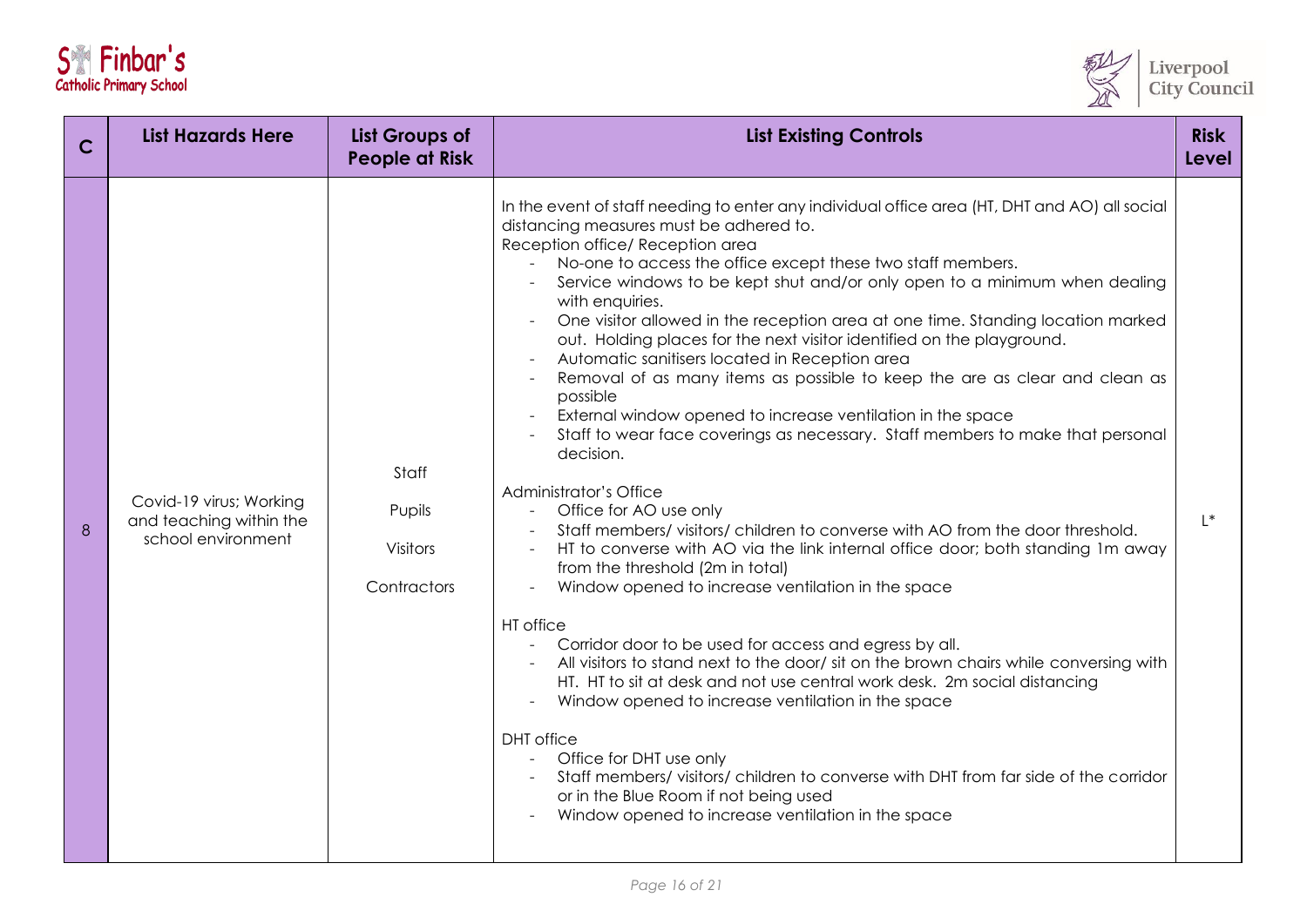| C | List Hazards Here | List Groups of People at Risk | List Existing Controls | Risk Level |
|---|---|---|---|---|
| 8 | Covid-19 virus; Working and teaching within the school environment | Staff<br><br>Pupils<br><br>Visitors<br><br>Contractors | In the event of staff needing to enter any individual office area (HT, DHT and AO) all social distancing measures must be adhered to.<br>Reception office/ Reception area<br>- No-one to access the office except these two staff members.<br>- Service windows to be kept shut and/or only open to a minimum when dealing with enquiries.<br>- One visitor allowed in the reception area at one time. Standing location marked out. Holding places for the next visitor identified on the playground.<br>- Automatic sanitisers located in Reception area<br>- Removal of as many items as possible to keep the are as clear and clean as possible<br>- External window opened to increase ventilation in the space<br>- Staff to wear face coverings as necessary. Staff members to make that personal decision.<br><br>Administrator's Office<br>- Office for AO use only<br>- Staff members/ visitors/ children to converse with AO from the door threshold.<br>- HT to converse with AO via the link internal office door; both standing 1m away from the threshold (2m in total)<br>- Window opened to increase ventilation in the space<br><br>HT office<br>- Corridor door to be used for access and egress by all.<br>- All visitors to stand next to the door/ sit on the brown chairs while conversing with HT. HT to sit at desk and not use central work desk. 2m social distancing<br>- Window opened to increase ventilation in the space<br><br>DHT office<br>- Office for DHT use only<br>- Staff members/ visitors/ children to converse with DHT from far side of the corridor or in the Blue Room if not being used<br>- Window opened to increase ventilation in the space | L* |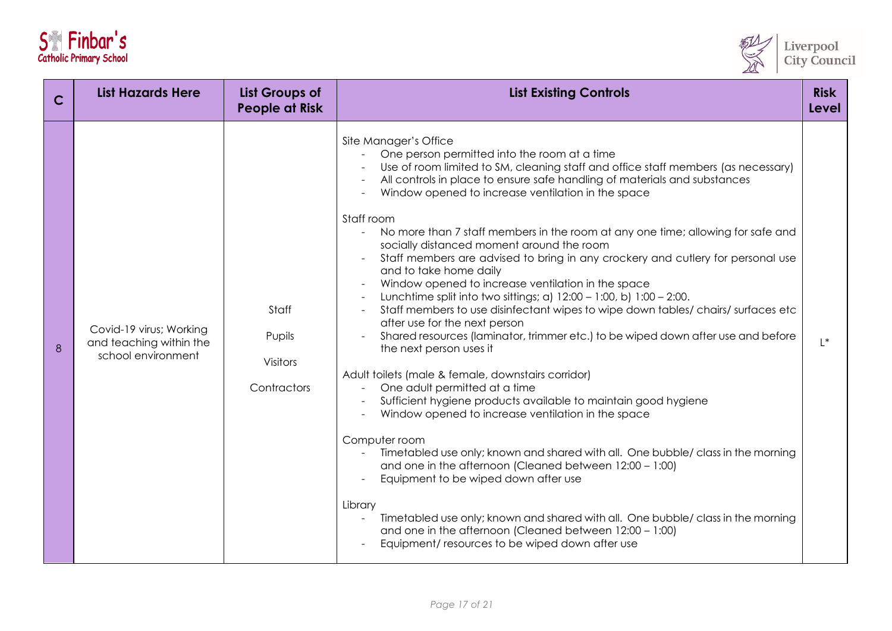| C | List Hazards Here | List Groups of People at Risk | List Existing Controls | Risk Level |
|---|---|---|---|---|
| 8 | Covid-19 virus; Working and teaching within the school environment | Staff<br><br>Pupils<br><br>Visitors<br><br>Contractors | Site Manager's Office<br>- One person permitted into the room at a time<br>- Use of room limited to SM, cleaning staff and office staff members (as necessary)<br>- All controls in place to ensure safe handling of materials and substances<br>- Window opened to increase ventilation in the space<br><br>Staff room<br>- No more than 7 staff members in the room at any one time; allowing for safe and socially distanced moment around the room<br>- Staff members are advised to bring in any crockery and cutlery for personal use and to take home daily<br>- Window opened to increase ventilation in the space<br>- Lunchtime split into two sittings; a) 12:00 – 1:00, b) 1:00 – 2:00.<br>- Staff members to use disinfectant wipes to wipe down tables/ chairs/ surfaces etc after use for the next person<br>- Shared resources (laminator, trimmer etc.) to be wiped down after use and before the next person uses it<br><br>Adult toilets (male & female, downstairs corridor)<br>- One adult permitted at a time<br>- Sufficient hygiene products available to maintain good hygiene<br>- Window opened to increase ventilation in the space<br><br>Computer room<br>- Timetabled use only; known and shared with all. One bubble/ class in the morning and one in the afternoon (Cleaned between 12:00 – 1:00)<br>- Equipment to be wiped down after use<br><br>Library<br>- Timetabled use only; known and shared with all. One bubble/ class in the morning and one in the afternoon (Cleaned between 12:00 – 1:00)<br>- Equipment/ resources to be wiped down after use | L* |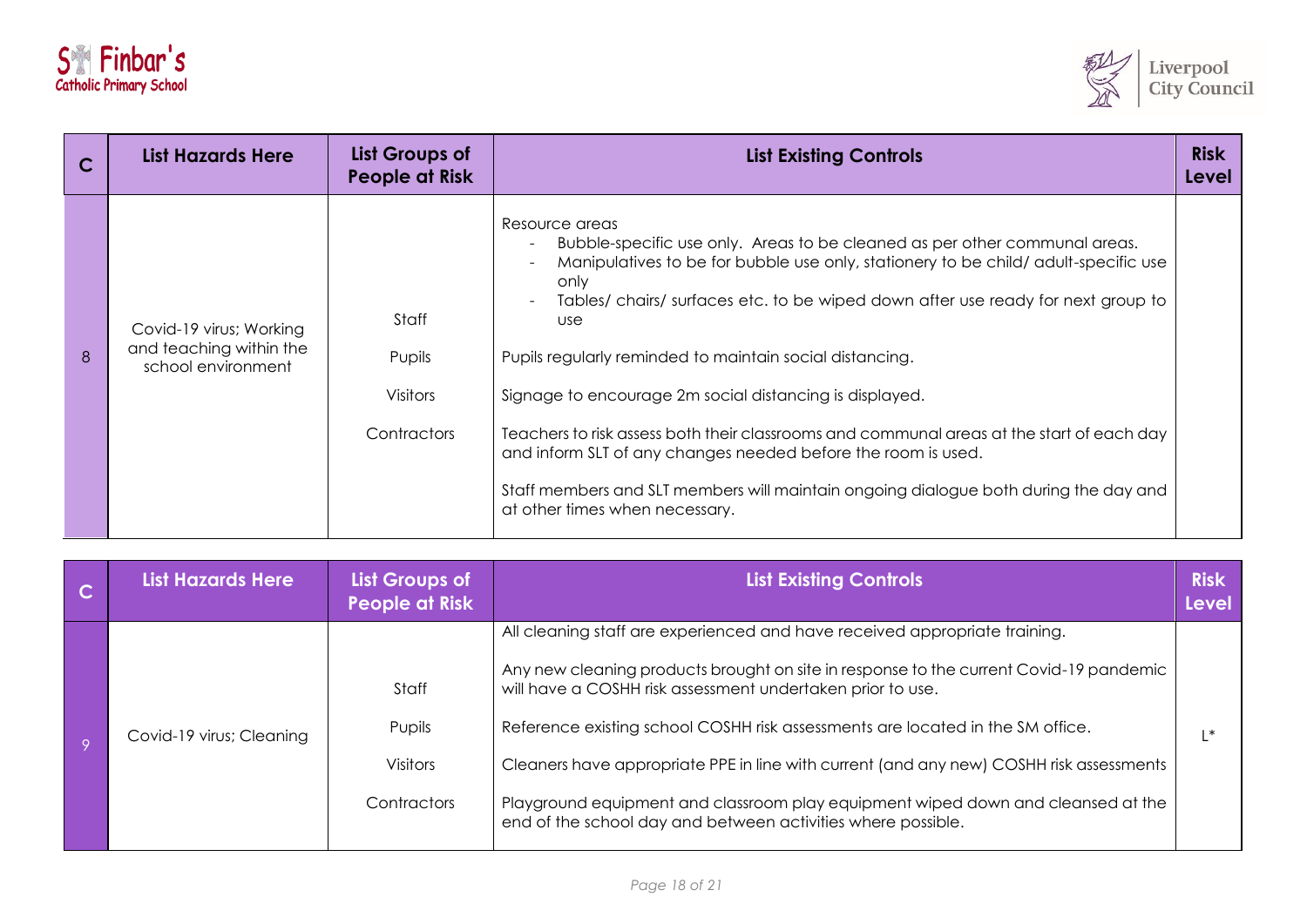| C | List Hazards Here | List Groups of People at Risk | List Existing Controls | Risk Level |
|---|---|---|---|---|
| 8 | Covid-19 virus; Working and teaching within the school environment | Staff<br><br>Pupils<br><br>Visitors<br><br>Contractors | Resource areas<br>- Bubble-specific use only. Areas to be cleaned as per other communal areas.<br>- Manipulatives to be for bubble use only, stationery to be child/ adult-specific use only<br>- Tables/ chairs/ surfaces etc. to be wiped down after use ready for next group to use<br><br>Pupils regularly reminded to maintain social distancing.<br><br>Signage to encourage 2m social distancing is displayed.<br><br>Teachers to risk assess both their classrooms and communal areas at the start of each day and inform SLT of any changes needed before the room is used.<br><br>Staff members and SLT members will maintain ongoing dialogue both during the day and at other times when necessary. | |

| C | List Hazards Here | List Groups of People at Risk | List Existing Controls | Risk Level |
|---|---|---|---|---|
| 9 | Covid-19 virus; Cleaning | Staff<br><br>Pupils<br><br>Visitors<br><br>Contractors | All cleaning staff are experienced and have received appropriate training.<br><br>Any new cleaning products brought on site in response to the current Covid-19 pandemic will have a COSHH risk assessment undertaken prior to use.<br><br>Reference existing school COSHH risk assessments are located in the SM office.<br><br>Cleaners have appropriate PPE in line with current (and any new) COSHH risk assessments<br><br>Playground equipment and classroom play equipment wiped down and cleansed at the end of the school day and between activities where possible. | L* |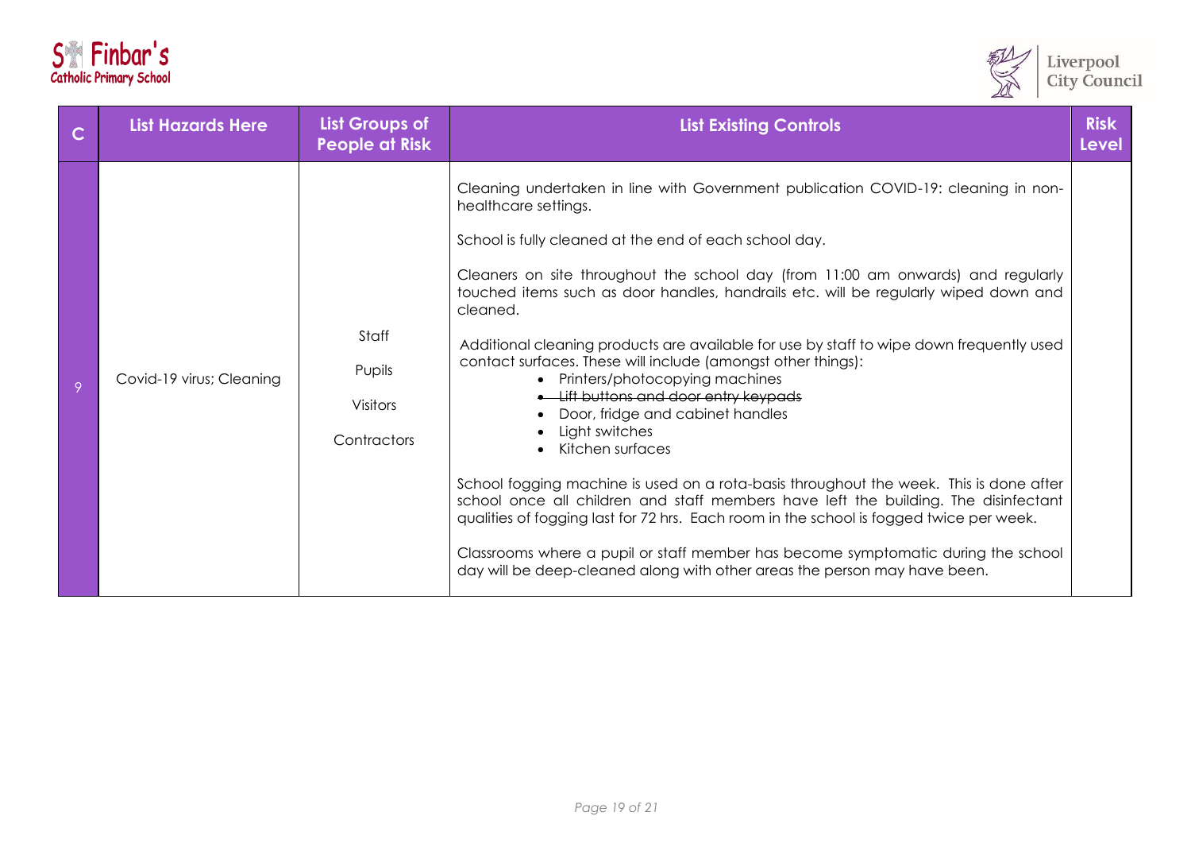| C | List Hazards Here | List Groups of People at Risk | List Existing Controls | Risk Level |
|---|---|---|---|---|
| 9 | Covid-19 virus; Cleaning | Staff<br><br>Pupils<br><br>Visitors<br><br>Contractors | Cleaning undertaken in line with Government publication COVID-19: cleaning in non-healthcare settings.<br><br>School is fully cleaned at the end of each school day.<br><br>Cleaners on site throughout the school day (from 11:00 am onwards) and regularly touched items such as door handles, handrails etc. will be regularly wiped down and cleaned.<br><br>Additional cleaning products are available for use by staff to wipe down frequently used contact surfaces. These will include (amongst other things):<br>• Printers/photocopying machines<br>• ~~Lift buttons and door entry keypads~~<br>• Door, fridge and cabinet handles<br>• Light switches<br>• Kitchen surfaces<br><br>School fogging machine is used on a rota-basis throughout the week. This is done after school once all children and staff members have left the building. The disinfectant qualities of fogging last for 72 hrs. Each room in the school is fogged twice per week.<br><br>Classrooms where a pupil or staff member has become symptomatic during the school day will be deep-cleaned along with other areas the person may have been. | |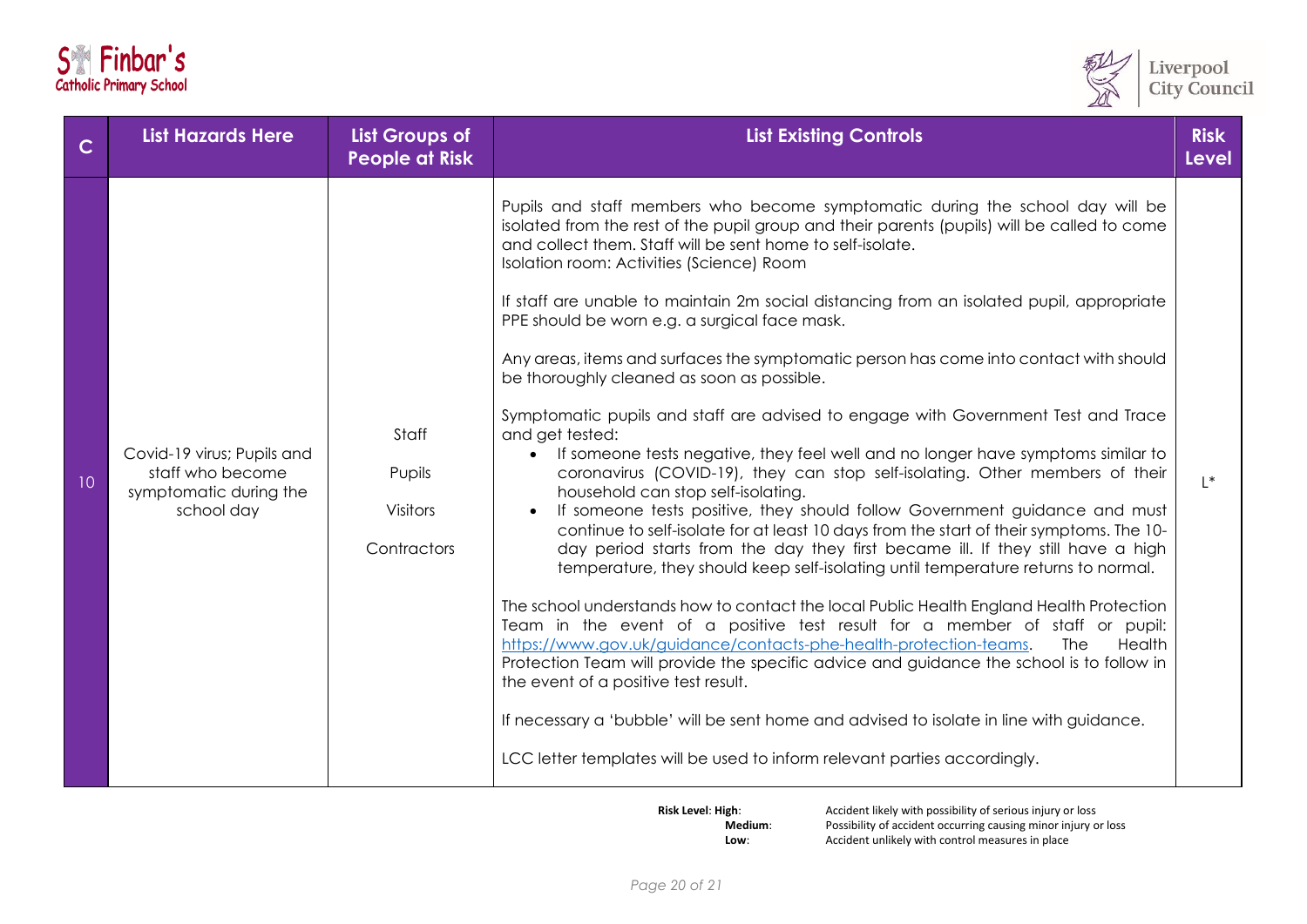| C | List Hazards Here | List Groups of People at Risk | List Existing Controls | Risk Level |
|---|---|---|---|---|
| 10 | Covid-19 virus; Pupils and staff who become symptomatic during the school day | Staff<br><br>Pupils<br><br>Visitors<br><br>Contractors | Pupils and staff members who become symptomatic during the school day will be isolated from the rest of the pupil group and their parents (pupils) will be called to come and collect them. Staff will be sent home to self-isolate.<br>Isolation room: Activities (Science) Room<br><br>If staff are unable to maintain 2m social distancing from an isolated pupil, appropriate PPE should be worn e.g. a surgical face mask.<br><br>Any areas, items and surfaces the symptomatic person has come into contact with should be thoroughly cleaned as soon as possible.<br><br>Symptomatic pupils and staff are advised to engage with Government Test and Trace and get tested:<br>• If someone tests negative, they feel well and no longer have symptoms similar to coronavirus (COVID-19), they can stop self-isolating. Other members of their household can stop self-isolating.<br>• If someone tests positive, they should follow Government guidance and must continue to self-isolate for at least 10 days from the start of their symptoms. The 10-day period starts from the day they first became ill. If they still have a high temperature, they should keep self-isolating until temperature returns to normal.<br><br>The school understands how to contact the local Public Health England Health Protection Team in the event of a positive test result for a member of staff or pupil: https://www.gov.uk/guidance/contacts-phe-health-protection-teams. The Health Protection Team will provide the specific advice and guidance the school is to follow in the event of a positive test result.<br><br>If necessary a 'bubble' will be sent home and advised to isolate in line with guidance.<br><br>LCC letter templates will be used to inform relevant parties accordingly. | L* |

**Risk Level**: **High**: Accident likely with possibility of serious injury or loss
**Medium**: Possibility of accident occurring causing minor injury or loss
**Low**: Accident unlikely with control measures in place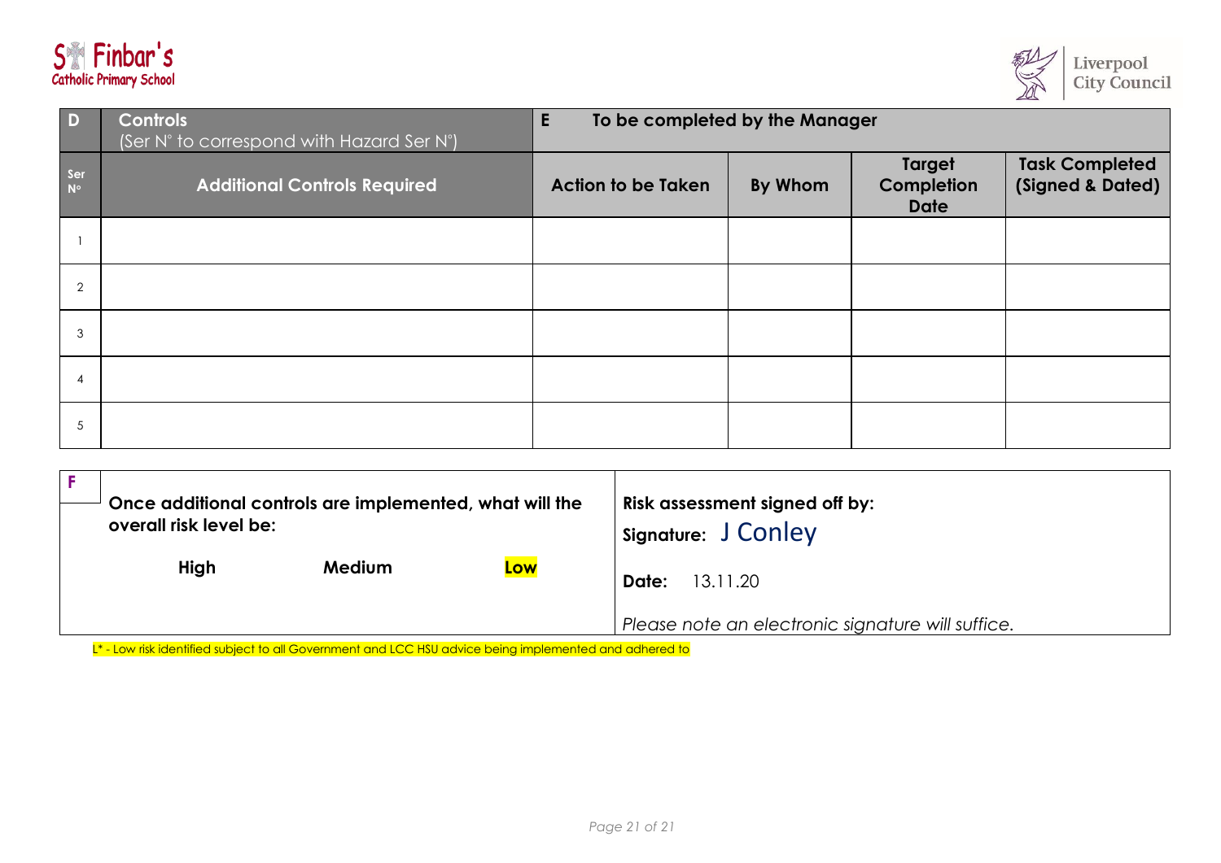| D | Controls (Ser N° to correspond with Hazard Ser N°) | E | To be completed by the Manager | | |
|---|---|---|---|---|---|
| Ser N° | Additional Controls Required | Action to be Taken | By Whom | Target Completion Date | Task Completed (Signed & Dated) |
| 1 | | | | | |
| 2 | | | | | |
| 3 | | | | | |
| 4 | | | | | |
| 5 | | | | | |

| F Once additional controls are implemented, what will the overall risk level be: | Risk assessment signed off by: |
|---|---|
| High &nbsp;&nbsp;&nbsp; Medium &nbsp;&nbsp;&nbsp; **Low** | **Signature:** J Conley |
| | **Date:** 13.11.20 |
| | *Please note an electronic signature will suffice.* |

L* - Low risk identified subject to all Government and LCC HSU advice being implemented and adhered to